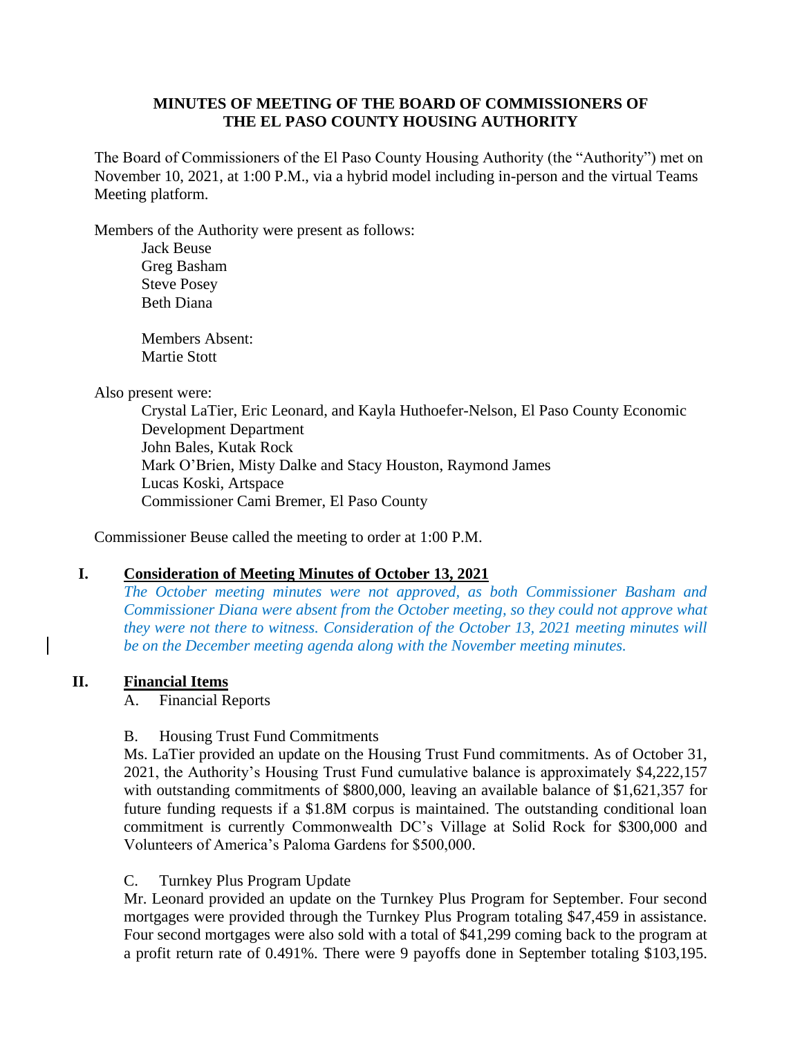**MINUTES OF MEETING OF THE BOARD OF COMMISSIONERS OF THE EL PASO COUNTY HOUSING AUTHORITY**

The Board of Commissioners of the El Paso County Housing Authority (the "Authority") met on November 10, 2021, at 1:00 P.M., via a hybrid model including in-person and the virtual Teams Meeting platform.

Members of the Authority were present as follows:

Jack Beuse
Greg Basham
Steve Posey
Beth Diana

Members Absent:
Martie Stott

Also present were:

Crystal LaTier, Eric Leonard, and Kayla Huthoefer-Nelson, El Paso County Economic Development Department
John Bales, Kutak Rock
Mark O'Brien, Misty Dalke and Stacy Houston, Raymond James
Lucas Koski, Artspace
Commissioner Cami Bremer, El Paso County

Commissioner Beuse called the meeting to order at 1:00 P.M.

## I. Consideration of Meeting Minutes of October 13, 2021

*The October meeting minutes were not approved, as both Commissioner Basham and Commissioner Diana were absent from the October meeting, so they could not approve what they were not there to witness. Consideration of the October 13, 2021 meeting minutes will be on the December meeting agenda along with the November meeting minutes.*

## II. Financial Items

A. Financial Reports

B. Housing Trust Fund Commitments

Ms. LaTier provided an update on the Housing Trust Fund commitments. As of October 31, 2021, the Authority's Housing Trust Fund cumulative balance is approximately $4,222,157 with outstanding commitments of $800,000, leaving an available balance of $1,621,357 for future funding requests if a $1.8M corpus is maintained. The outstanding conditional loan commitment is currently Commonwealth DC's Village at Solid Rock for $300,000 and Volunteers of America's Paloma Gardens for $500,000.

C. Turnkey Plus Program Update

Mr. Leonard provided an update on the Turnkey Plus Program for September. Four second mortgages were provided through the Turnkey Plus Program totaling $47,459 in assistance. Four second mortgages were also sold with a total of $41,299 coming back to the program at a profit return rate of 0.491%. There were 9 payoffs done in September totaling $103,195.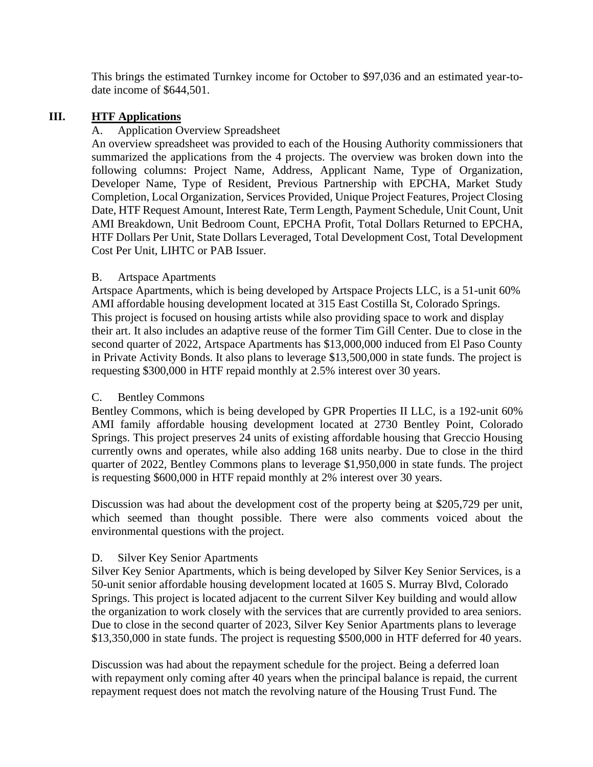This brings the estimated Turnkey income for October to $97,036 and an estimated year-to-date income of $644,501.

## III. HTF Applications

### A. Application Overview Spreadsheet

An overview spreadsheet was provided to each of the Housing Authority commissioners that summarized the applications from the 4 projects. The overview was broken down into the following columns: Project Name, Address, Applicant Name, Type of Organization, Developer Name, Type of Resident, Previous Partnership with EPCHA, Market Study Completion, Local Organization, Services Provided, Unique Project Features, Project Closing Date, HTF Request Amount, Interest Rate, Term Length, Payment Schedule, Unit Count, Unit AMI Breakdown, Unit Bedroom Count, EPCHA Profit, Total Dollars Returned to EPCHA, HTF Dollars Per Unit, State Dollars Leveraged, Total Development Cost, Total Development Cost Per Unit, LIHTC or PAB Issuer.

### B. Artspace Apartments

Artspace Apartments, which is being developed by Artspace Projects LLC, is a 51-unit 60% AMI affordable housing development located at 315 East Costilla St, Colorado Springs. This project is focused on housing artists while also providing space to work and display their art. It also includes an adaptive reuse of the former Tim Gill Center. Due to close in the second quarter of 2022, Artspace Apartments has $13,000,000 induced from El Paso County in Private Activity Bonds. It also plans to leverage $13,500,000 in state funds. The project is requesting $300,000 in HTF repaid monthly at 2.5% interest over 30 years.

### C. Bentley Commons

Bentley Commons, which is being developed by GPR Properties II LLC, is a 192-unit 60% AMI family affordable housing development located at 2730 Bentley Point, Colorado Springs. This project preserves 24 units of existing affordable housing that Greccio Housing currently owns and operates, while also adding 168 units nearby. Due to close in the third quarter of 2022, Bentley Commons plans to leverage $1,950,000 in state funds. The project is requesting $600,000 in HTF repaid monthly at 2% interest over 30 years.

Discussion was had about the development cost of the property being at $205,729 per unit, which seemed than thought possible. There were also comments voiced about the environmental questions with the project.

### D. Silver Key Senior Apartments

Silver Key Senior Apartments, which is being developed by Silver Key Senior Services, is a 50-unit senior affordable housing development located at 1605 S. Murray Blvd, Colorado Springs. This project is located adjacent to the current Silver Key building and would allow the organization to work closely with the services that are currently provided to area seniors. Due to close in the second quarter of 2023, Silver Key Senior Apartments plans to leverage $13,350,000 in state funds. The project is requesting $500,000 in HTF deferred for 40 years.

Discussion was had about the repayment schedule for the project. Being a deferred loan with repayment only coming after 40 years when the principal balance is repaid, the current repayment request does not match the revolving nature of the Housing Trust Fund. The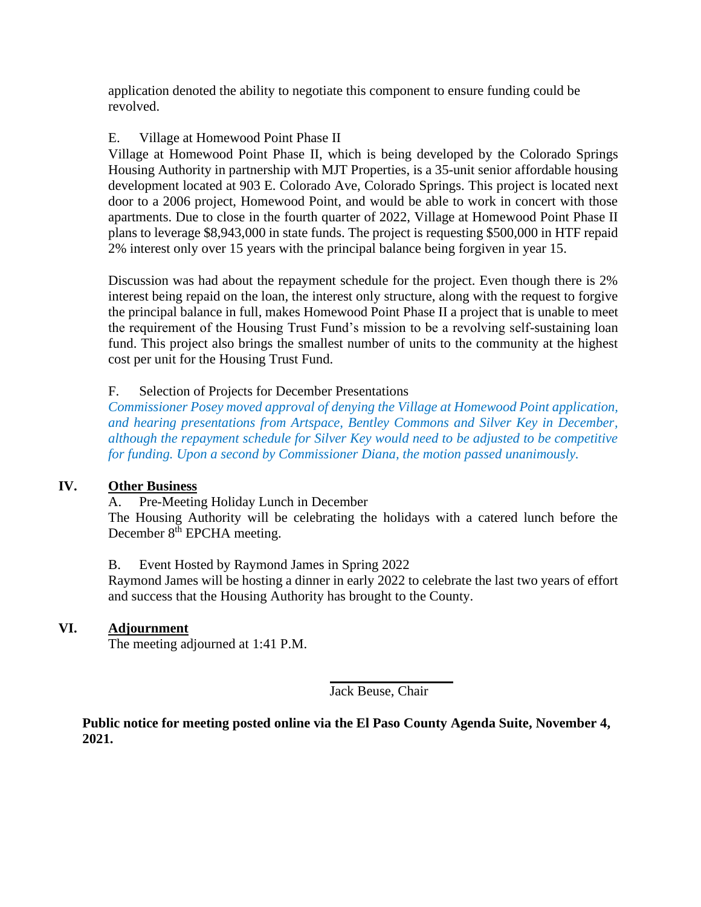application denoted the ability to negotiate this component to ensure funding could be revolved.

E. Village at Homewood Point Phase II

Village at Homewood Point Phase II, which is being developed by the Colorado Springs Housing Authority in partnership with MJT Properties, is a 35-unit senior affordable housing development located at 903 E. Colorado Ave, Colorado Springs. This project is located next door to a 2006 project, Homewood Point, and would be able to work in concert with those apartments. Due to close in the fourth quarter of 2022, Village at Homewood Point Phase II plans to leverage $8,943,000 in state funds. The project is requesting $500,000 in HTF repaid 2% interest only over 15 years with the principal balance being forgiven in year 15.

Discussion was had about the repayment schedule for the project. Even though there is 2% interest being repaid on the loan, the interest only structure, along with the request to forgive the principal balance in full, makes Homewood Point Phase II a project that is unable to meet the requirement of the Housing Trust Fund's mission to be a revolving self-sustaining loan fund. This project also brings the smallest number of units to the community at the highest cost per unit for the Housing Trust Fund.

F. Selection of Projects for December Presentations

*Commissioner Posey moved approval of denying the Village at Homewood Point application, and hearing presentations from Artspace, Bentley Commons and Silver Key in December, although the repayment schedule for Silver Key would need to be adjusted to be competitive for funding. Upon a second by Commissioner Diana, the motion passed unanimously.*

## IV. Other Business

A. Pre-Meeting Holiday Lunch in December

The Housing Authority will be celebrating the holidays with a catered lunch before the December 8th EPCHA meeting.

B. Event Hosted by Raymond James in Spring 2022

Raymond James will be hosting a dinner in early 2022 to celebrate the last two years of effort and success that the Housing Authority has brought to the County.

## VI. Adjournment

The meeting adjourned at 1:41 P.M.

Jack Beuse, Chair

**Public notice for meeting posted online via the El Paso County Agenda Suite, November 4, 2021.**